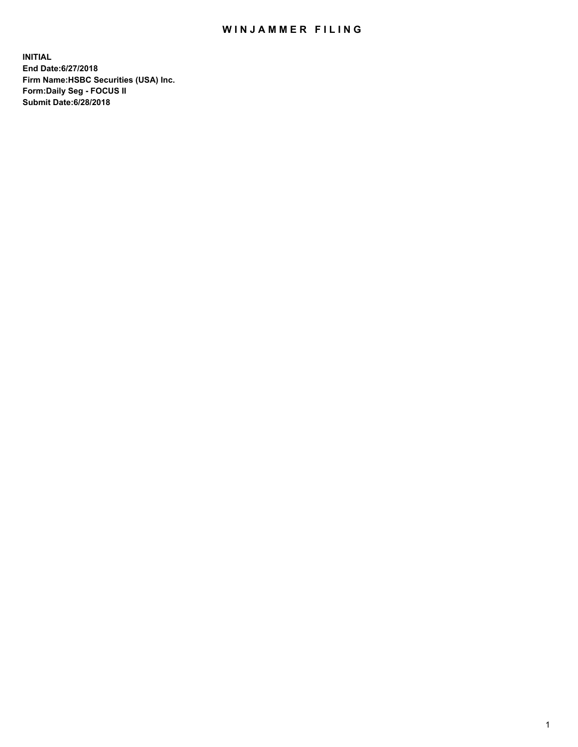# WINJAMMER FILING

**INITIAL**
**End Date:6/27/2018**
**Firm Name:HSBC Securities (USA) Inc.**
**Form:Daily Seg - FOCUS II**
**Submit Date:6/28/2018**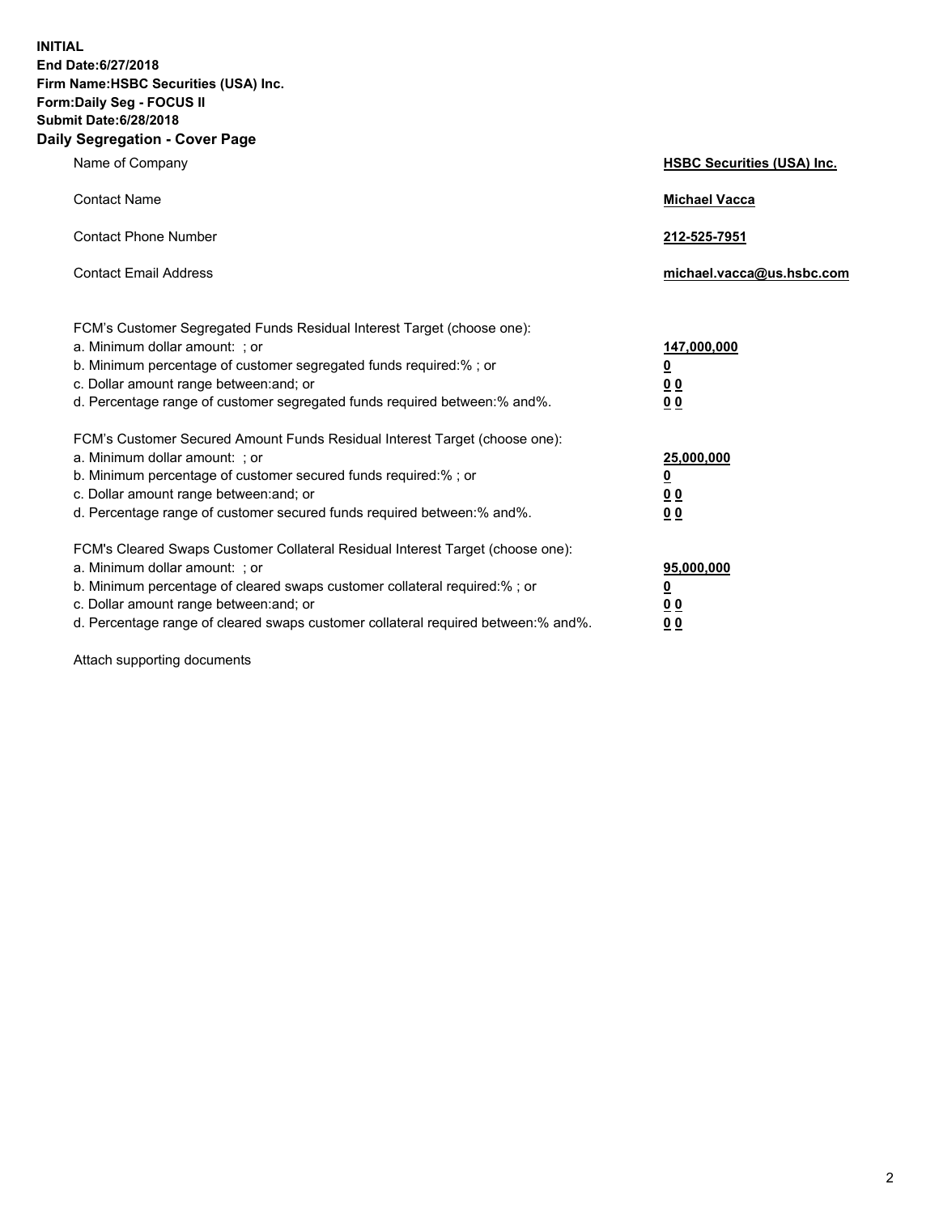**INITIAL**
**End Date:6/27/2018**
**Firm Name:HSBC Securities (USA) Inc.**
**Form:Daily Seg - FOCUS II**
**Submit Date:6/28/2018**

## Daily Segregation - Cover Page

| | |
|---|---|
| Name of Company | **HSBC Securities (USA) Inc.** |
| Contact Name | **Michael Vacca** |
| Contact Phone Number | **212-525-7951** |
| Contact Email Address | **michael.vacca@us.hsbc.com** |

| | |
|---|---|
| FCM's Customer Segregated Funds Residual Interest Target (choose one): | |
| a. Minimum dollar amount: ; or | **147,000,000** |
| b. Minimum percentage of customer segregated funds required:% ; or | **0** |
| c. Dollar amount range between:and; or | **0 0** |
| d. Percentage range of customer segregated funds required between:% and%. | **0 0** |
| FCM's Customer Secured Amount Funds Residual Interest Target (choose one): | |
| a. Minimum dollar amount: ; or | **25,000,000** |
| b. Minimum percentage of customer secured funds required:% ; or | **0** |
| c. Dollar amount range between:and; or | **0 0** |
| d. Percentage range of customer secured funds required between:% and%. | **0 0** |
| FCM's Cleared Swaps Customer Collateral Residual Interest Target (choose one): | |
| a. Minimum dollar amount: ; or | **95,000,000** |
| b. Minimum percentage of cleared swaps customer collateral required:% ; or | **0** |
| c. Dollar amount range between:and; or | **0 0** |
| d. Percentage range of cleared swaps customer collateral required between:% and%. | **0 0** |

Attach supporting documents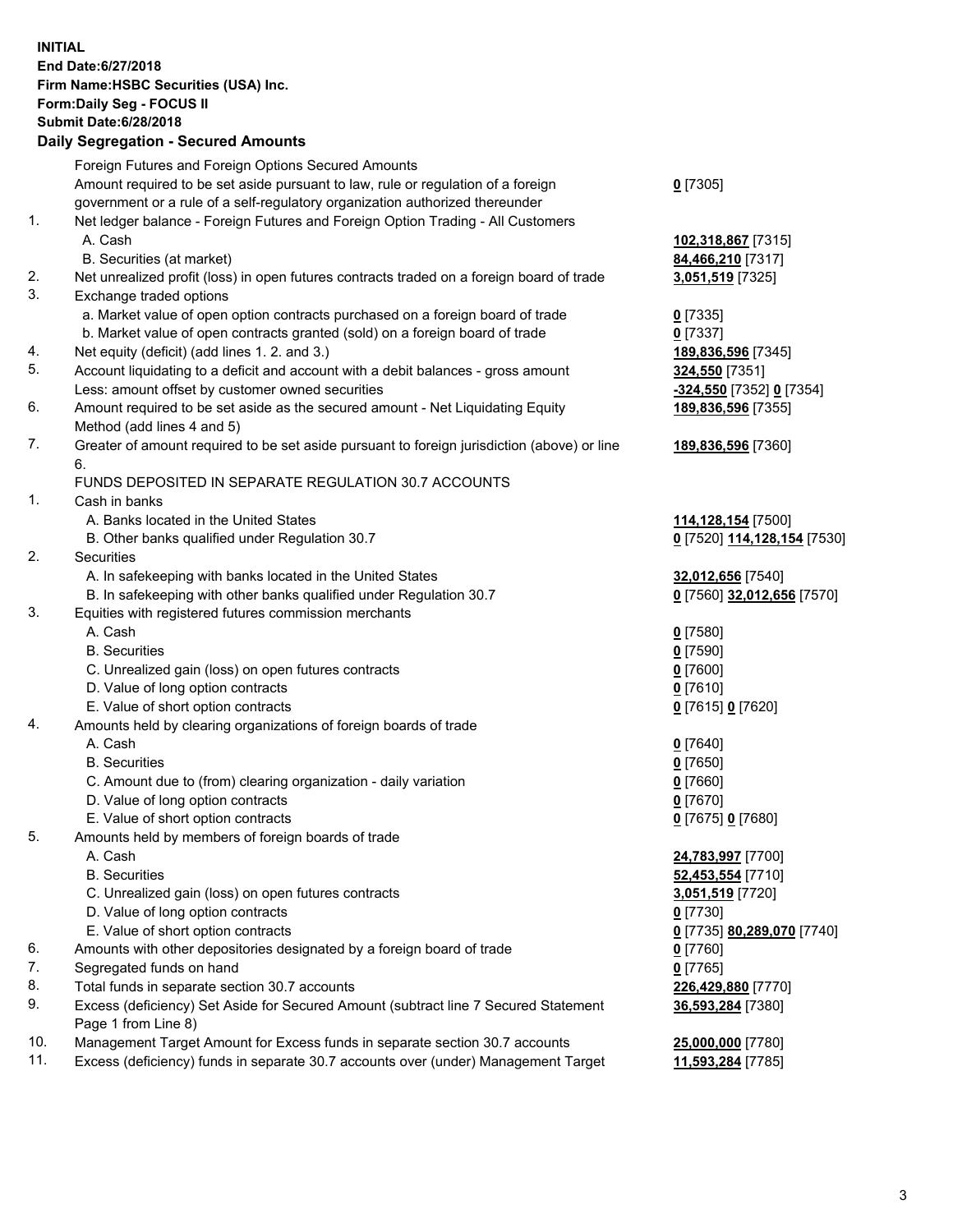**INITIAL**
**End Date:6/27/2018**
**Firm Name:HSBC Securities (USA) Inc.**
**Form:Daily Seg - FOCUS II**
**Submit Date:6/28/2018**

## Daily Segregation - Secured Amounts

| | | |
|---|---|---|
| | Foreign Futures and Foreign Options Secured Amounts | |
| | Amount required to be set aside pursuant to law, rule or regulation of a foreign government or a rule of a self-regulatory organization authorized thereunder | 0 [7305] |
| 1. | Net ledger balance - Foreign Futures and Foreign Option Trading - All Customers | |
| | A. Cash | 102,318,867 [7315] |
| | B. Securities (at market) | 84,466,210 [7317] |
| 2. | Net unrealized profit (loss) in open futures contracts traded on a foreign board of trade | 3,051,519 [7325] |
| 3. | Exchange traded options | |
| | a. Market value of open option contracts purchased on a foreign board of trade | 0 [7335] |
| | b. Market value of open contracts granted (sold) on a foreign board of trade | 0 [7337] |
| 4. | Net equity (deficit) (add lines 1. 2. and 3.) | 189,836,596 [7345] |
| 5. | Account liquidating to a deficit and account with a debit balances - gross amount | 324,550 [7351] |
| | Less: amount offset by customer owned securities | -324,550 [7352] 0 [7354] |
| 6. | Amount required to be set aside as the secured amount - Net Liquidating Equity Method (add lines 4 and 5) | 189,836,596 [7355] |
| 7. | Greater of amount required to be set aside pursuant to foreign jurisdiction (above) or line 6. | 189,836,596 [7360] |
| | FUNDS DEPOSITED IN SEPARATE REGULATION 30.7 ACCOUNTS | |
| 1. | Cash in banks | |
| | A. Banks located in the United States | 114,128,154 [7500] |
| | B. Other banks qualified under Regulation 30.7 | 0 [7520] 114,128,154 [7530] |
| 2. | Securities | |
| | A. In safekeeping with banks located in the United States | 32,012,656 [7540] |
| | B. In safekeeping with other banks qualified under Regulation 30.7 | 0 [7560] 32,012,656 [7570] |
| 3. | Equities with registered futures commission merchants | |
| | A. Cash | 0 [7580] |
| | B. Securities | 0 [7590] |
| | C. Unrealized gain (loss) on open futures contracts | 0 [7600] |
| | D. Value of long option contracts | 0 [7610] |
| | E. Value of short option contracts | 0 [7615] 0 [7620] |
| 4. | Amounts held by clearing organizations of foreign boards of trade | |
| | A. Cash | 0 [7640] |
| | B. Securities | 0 [7650] |
| | C. Amount due to (from) clearing organization - daily variation | 0 [7660] |
| | D. Value of long option contracts | 0 [7670] |
| | E. Value of short option contracts | 0 [7675] 0 [7680] |
| 5. | Amounts held by members of foreign boards of trade | |
| | A. Cash | 24,783,997 [7700] |
| | B. Securities | 52,453,554 [7710] |
| | C. Unrealized gain (loss) on open futures contracts | 3,051,519 [7720] |
| | D. Value of long option contracts | 0 [7730] |
| | E. Value of short option contracts | 0 [7735] 80,289,070 [7740] |
| 6. | Amounts with other depositories designated by a foreign board of trade | 0 [7760] |
| 7. | Segregated funds on hand | 0 [7765] |
| 8. | Total funds in separate section 30.7 accounts | 226,429,880 [7770] |
| 9. | Excess (deficiency) Set Aside for Secured Amount (subtract line 7 Secured Statement Page 1 from Line 8) | 36,593,284 [7380] |
| 10. | Management Target Amount for Excess funds in separate section 30.7 accounts | 25,000,000 [7780] |
| 11. | Excess (deficiency) funds in separate 30.7 accounts over (under) Management Target | 11,593,284 [7785] |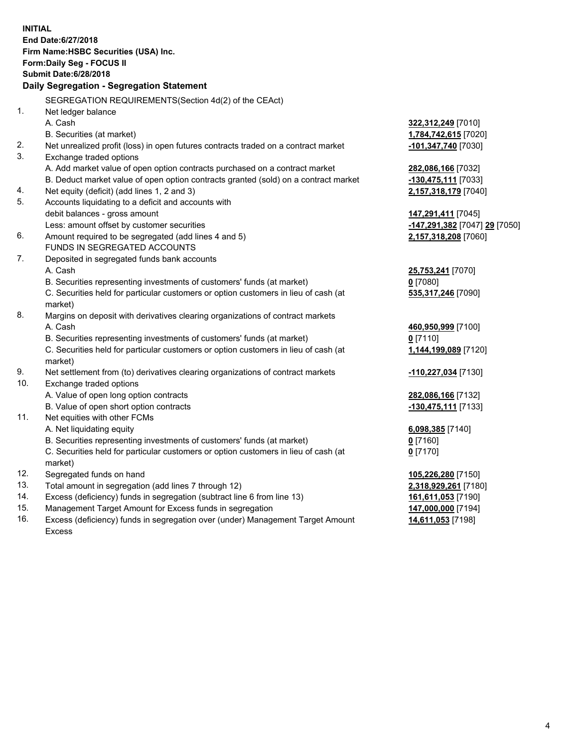**INITIAL**
**End Date:6/27/2018**
**Firm Name:HSBC Securities (USA) Inc.**
**Form:Daily Seg - FOCUS II**
**Submit Date:6/28/2018**

### Daily Segregation - Segregation Statement

SEGREGATION REQUIREMENTS(Section 4d(2) of the CEAct)

| | | |
|---|---|---|
| 1. | Net ledger balance | |
| | A. Cash | **322,312,249** [7010] |
| | B. Securities (at market) | **1,784,742,615** [7020] |
| 2. | Net unrealized profit (loss) in open futures contracts traded on a contract market | **-101,347,740** [7030] |
| 3. | Exchange traded options | |
| | A. Add market value of open option contracts purchased on a contract market | **282,086,166** [7032] |
| | B. Deduct market value of open option contracts granted (sold) on a contract market | **-130,475,111** [7033] |
| 4. | Net equity (deficit) (add lines 1, 2 and 3) | **2,157,318,179** [7040] |
| 5. | Accounts liquidating to a deficit and accounts with debit balances - gross amount | **147,291,411** [7045] |
| | Less: amount offset by customer securities | **-147,291,382** [7047] **29** [7050] |
| 6. | Amount required to be segregated (add lines 4 and 5) | **2,157,318,208** [7060] |
| | FUNDS IN SEGREGATED ACCOUNTS | |
| 7. | Deposited in segregated funds bank accounts | |
| | A. Cash | **25,753,241** [7070] |
| | B. Securities representing investments of customers' funds (at market) | **0** [7080] |
| | C. Securities held for particular customers or option customers in lieu of cash (at market) | **535,317,246** [7090] |
| 8. | Margins on deposit with derivatives clearing organizations of contract markets | |
| | A. Cash | **460,950,999** [7100] |
| | B. Securities representing investments of customers' funds (at market) | **0** [7110] |
| | C. Securities held for particular customers or option customers in lieu of cash (at market) | **1,144,199,089** [7120] |
| 9. | Net settlement from (to) derivatives clearing organizations of contract markets | **-110,227,034** [7130] |
| 10. | Exchange traded options | |
| | A. Value of open long option contracts | **282,086,166** [7132] |
| | B. Value of open short option contracts | **-130,475,111** [7133] |
| 11. | Net equities with other FCMs | |
| | A. Net liquidating equity | **6,098,385** [7140] |
| | B. Securities representing investments of customers' funds (at market) | **0** [7160] |
| | C. Securities held for particular customers or option customers in lieu of cash (at market) | **0** [7170] |
| 12. | Segregated funds on hand | **105,226,280** [7150] |
| 13. | Total amount in segregation (add lines 7 through 12) | **2,318,929,261** [7180] |
| 14. | Excess (deficiency) funds in segregation (subtract line 6 from line 13) | **161,611,053** [7190] |
| 15. | Management Target Amount for Excess funds in segregation | **147,000,000** [7194] |
| 16. | Excess (deficiency) funds in segregation over (under) Management Target Amount Excess | **14,611,053** [7198] |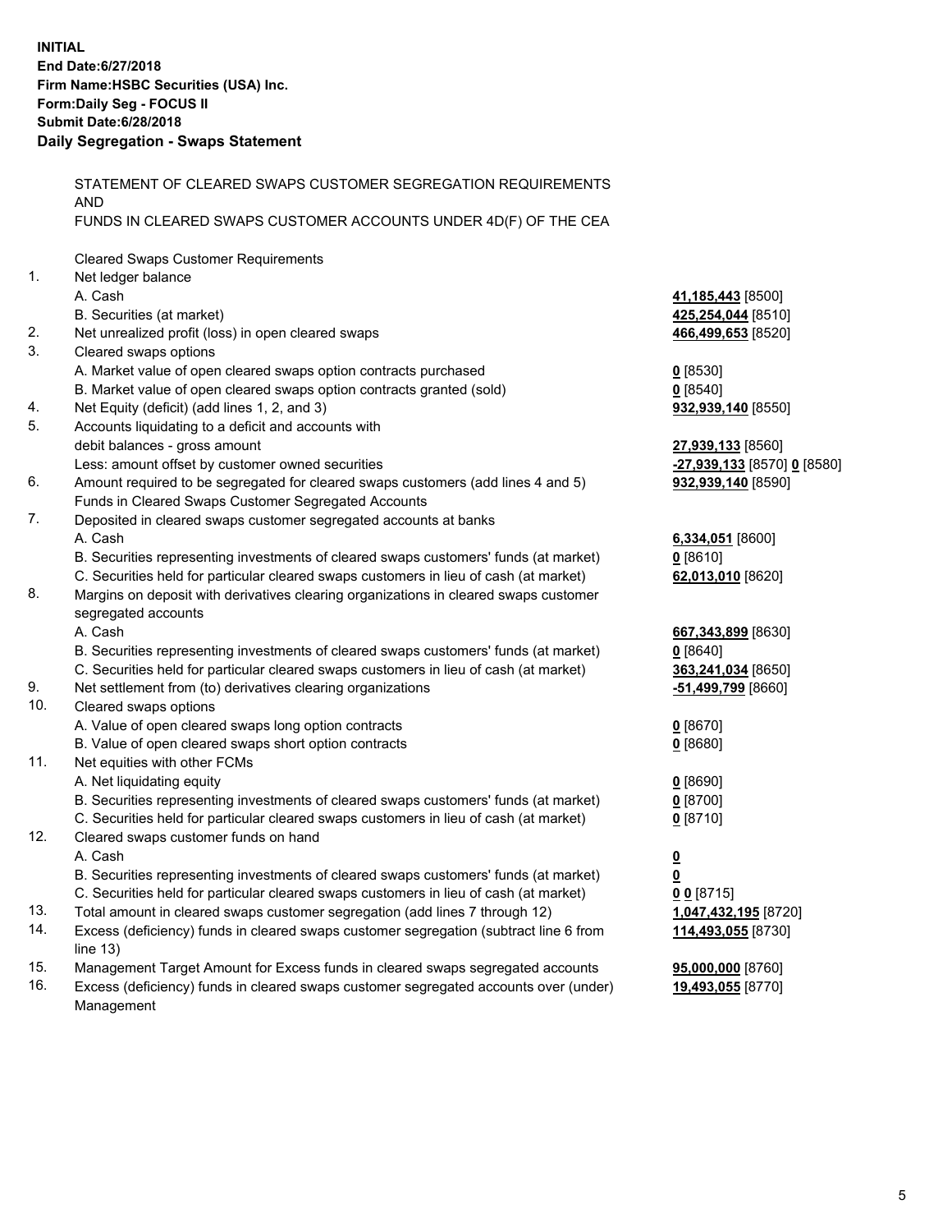**INITIAL**
**End Date:6/27/2018**
**Firm Name:HSBC Securities (USA) Inc.**
**Form:Daily Seg - FOCUS II**
**Submit Date:6/28/2018**
**Daily Segregation - Swaps Statement**

STATEMENT OF CLEARED SWAPS CUSTOMER SEGREGATION REQUIREMENTS AND FUNDS IN CLEARED SWAPS CUSTOMER ACCOUNTS UNDER 4D(F) OF THE CEA

| | | |
|---|---|---|
| | Cleared Swaps Customer Requirements | |
| 1. | Net ledger balance | |
| | A. Cash | **41,185,443** [8500] |
| | B. Securities (at market) | **425,254,044** [8510] |
| 2. | Net unrealized profit (loss) in open cleared swaps | **466,499,653** [8520] |
| 3. | Cleared swaps options | |
| | A. Market value of open cleared swaps option contracts purchased | **0** [8530] |
| | B. Market value of open cleared swaps option contracts granted (sold) | **0** [8540] |
| 4. | Net Equity (deficit) (add lines 1, 2, and 3) | **932,939,140** [8550] |
| 5. | Accounts liquidating to a deficit and accounts with debit balances - gross amount | **27,939,133** [8560] |
| | Less: amount offset by customer owned securities | **-27,939,133** [8570] **0** [8580] |
| 6. | Amount required to be segregated for cleared swaps customers (add lines 4 and 5) | **932,939,140** [8590] |
| | Funds in Cleared Swaps Customer Segregated Accounts | |
| 7. | Deposited in cleared swaps customer segregated accounts at banks | |
| | A. Cash | **6,334,051** [8600] |
| | B. Securities representing investments of cleared swaps customers' funds (at market) | **0** [8610] |
| | C. Securities held for particular cleared swaps customers in lieu of cash (at market) | **62,013,010** [8620] |
| 8. | Margins on deposit with derivatives clearing organizations in cleared swaps customer segregated accounts | |
| | A. Cash | **667,343,899** [8630] |
| | B. Securities representing investments of cleared swaps customers' funds (at market) | **0** [8640] |
| | C. Securities held for particular cleared swaps customers in lieu of cash (at market) | **363,241,034** [8650] |
| 9. | Net settlement from (to) derivatives clearing organizations | **-51,499,799** [8660] |
| 10. | Cleared swaps options | |
| | A. Value of open cleared swaps long option contracts | **0** [8670] |
| | B. Value of open cleared swaps short option contracts | **0** [8680] |
| 11. | Net equities with other FCMs | |
| | A. Net liquidating equity | **0** [8690] |
| | B. Securities representing investments of cleared swaps customers' funds (at market) | **0** [8700] |
| | C. Securities held for particular cleared swaps customers in lieu of cash (at market) | **0** [8710] |
| 12. | Cleared swaps customer funds on hand | |
| | A. Cash | **0** |
| | B. Securities representing investments of cleared swaps customers' funds (at market) | **0** |
| | C. Securities held for particular cleared swaps customers in lieu of cash (at market) | **0** **0** [8715] |
| 13. | Total amount in cleared swaps customer segregation (add lines 7 through 12) | **1,047,432,195** [8720] |
| 14. | Excess (deficiency) funds in cleared swaps customer segregation (subtract line 6 from line 13) | **114,493,055** [8730] |
| 15. | Management Target Amount for Excess funds in cleared swaps segregated accounts | **95,000,000** [8760] |
| 16. | Excess (deficiency) funds in cleared swaps customer segregated accounts over (under) Management | **19,493,055** [8770] |